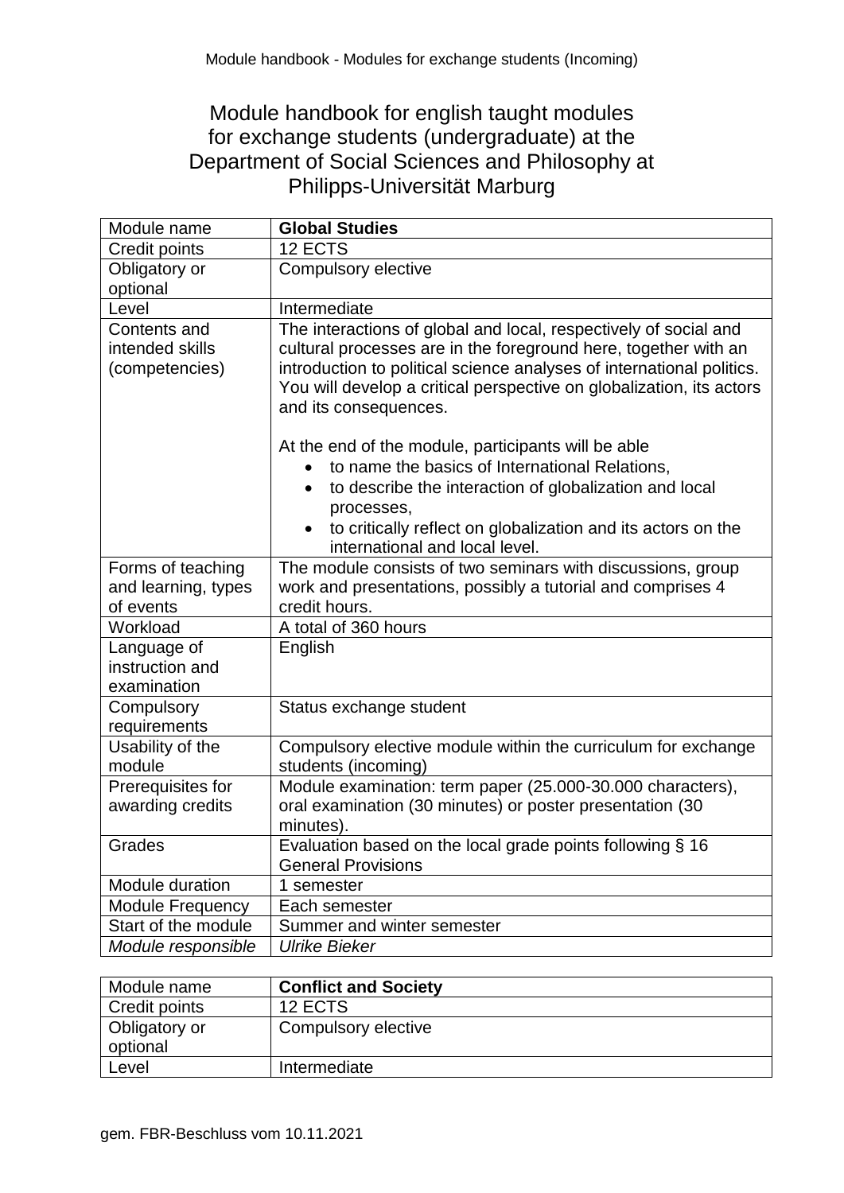# Module handbook for english taught modules for exchange students (undergraduate) at the Department of Social Sciences and Philosophy at Philipps-Universität Marburg

| | |
|---|---|
| Module name | **Global Studies** |
| Credit points | 12 ECTS |
| Obligatory or optional | Compulsory elective |
| Level | Intermediate |
| Contents and intended skills (competencies) | The interactions of global and local, respectively of social and cultural processes are in the foreground here, together with an introduction to political science analyses of international politics. You will develop a critical perspective on globalization, its actors and its consequences.<br><br>At the end of the module, participants will be able<br>• to name the basics of International Relations,<br>• to describe the interaction of globalization and local processes,<br>• to critically reflect on globalization and its actors on the international and local level. |
| Forms of teaching and learning, types of events | The module consists of two seminars with discussions, group work and presentations, possibly a tutorial and comprises 4 credit hours. |
| Workload | A total of 360 hours |
| Language of instruction and examination | English |
| Compulsory requirements | Status exchange student |
| Usability of the module | Compulsory elective module within the curriculum for exchange students (incoming) |
| Prerequisites for awarding credits | Module examination: term paper (25.000-30.000 characters), oral examination (30 minutes) or poster presentation (30 minutes). |
| Grades | Evaluation based on the local grade points following § 16 General Provisions |
| Module duration | 1 semester |
| Module Frequency | Each semester |
| Start of the module | Summer and winter semester |
| *Module responsible* | *Ulrike Bieker* |

| | |
|---|---|
| Module name | **Conflict and Society** |
| Credit points | 12 ECTS |
| Obligatory or optional | Compulsory elective |
| Level | Intermediate |

gem. FBR-Beschluss vom 10.11.2021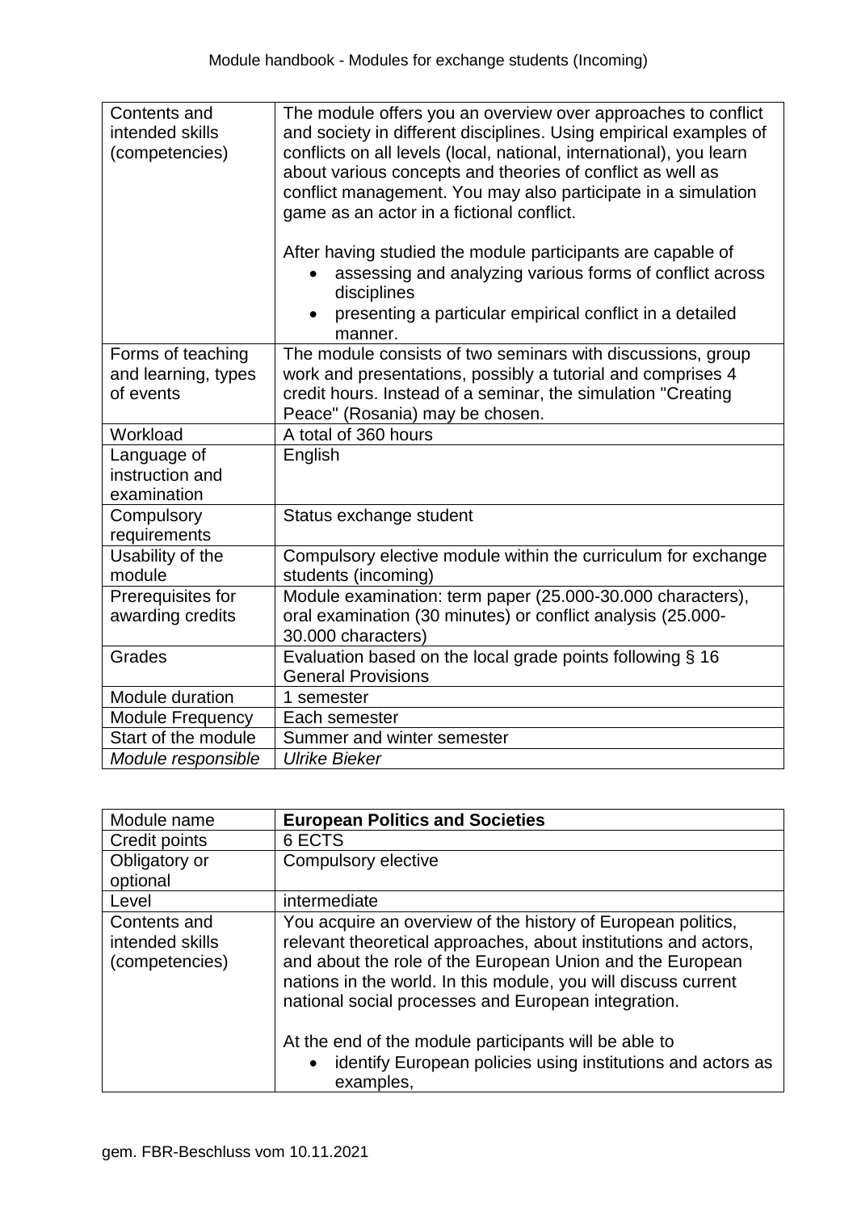| | |
|---|---|
| Contents and intended skills (competencies) | The module offers you an overview over approaches to conflict and society in different disciplines. Using empirical examples of conflicts on all levels (local, national, international), you learn about various concepts and theories of conflict as well as conflict management. You may also participate in a simulation game as an actor in a fictional conflict.<br><br>After having studied the module participants are capable of<br>• assessing and analyzing various forms of conflict across disciplines<br>• presenting a particular empirical conflict in a detailed manner. |
| Forms of teaching and learning, types of events | The module consists of two seminars with discussions, group work and presentations, possibly a tutorial and comprises 4 credit hours. Instead of a seminar, the simulation "Creating Peace" (Rosania) may be chosen. |
| Workload | A total of 360 hours |
| Language of instruction and examination | English |
| Compulsory requirements | Status exchange student |
| Usability of the module | Compulsory elective module within the curriculum for exchange students (incoming) |
| Prerequisites for awarding credits | Module examination: term paper (25.000-30.000 characters), oral examination (30 minutes) or conflict analysis (25.000-30.000 characters) |
| Grades | Evaluation based on the local grade points following § 16 General Provisions |
| Module duration | 1 semester |
| Module Frequency | Each semester |
| Start of the module | Summer and winter semester |
| *Module responsible* | *Ulrike Bieker* |

| Module name | **European Politics and Societies** |
|---|---|
| Credit points | 6 ECTS |
| Obligatory or optional | Compulsory elective |
| Level | intermediate |
| Contents and intended skills (competencies) | You acquire an overview of the history of European politics, relevant theoretical approaches, about institutions and actors, and about the role of the European Union and the European nations in the world. In this module, you will discuss current national social processes and European integration.<br><br>At the end of the module participants will be able to<br>• identify European policies using institutions and actors as examples, |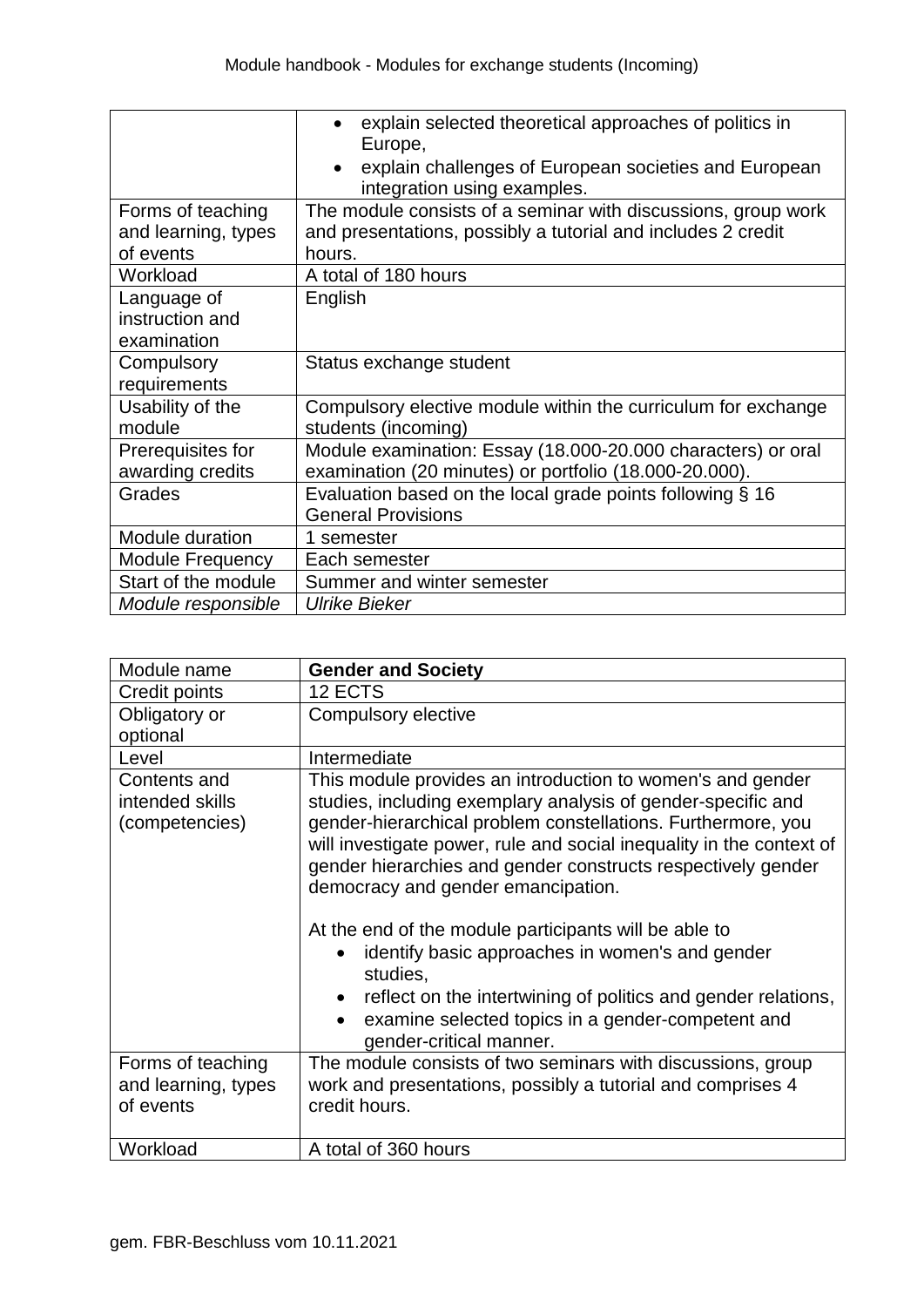| | |
|---|---|
| | • explain selected theoretical approaches of politics in Europe,<br>• explain challenges of European societies and European integration using examples. |
| Forms of teaching and learning, types of events | The module consists of a seminar with discussions, group work and presentations, possibly a tutorial and includes 2 credit hours. |
| Workload | A total of 180 hours |
| Language of instruction and examination | English |
| Compulsory requirements | Status exchange student |
| Usability of the module | Compulsory elective module within the curriculum for exchange students (incoming) |
| Prerequisites for awarding credits | Module examination: Essay (18.000-20.000 characters) or oral examination (20 minutes) or portfolio (18.000-20.000). |
| Grades | Evaluation based on the local grade points following § 16 General Provisions |
| Module duration | 1 semester |
| Module Frequency | Each semester |
| Start of the module | Summer and winter semester |
| *Module responsible* | *Ulrike Bieker* |

| Module name | **Gender and Society** |
|---|---|
| Credit points | 12 ECTS |
| Obligatory or optional | Compulsory elective |
| Level | Intermediate |
| Contents and intended skills (competencies) | This module provides an introduction to women's and gender studies, including exemplary analysis of gender-specific and gender-hierarchical problem constellations. Furthermore, you will investigate power, rule and social inequality in the context of gender hierarchies and gender constructs respectively gender democracy and gender emancipation.<br><br>At the end of the module participants will be able to<br>• identify basic approaches in women's and gender studies,<br>• reflect on the intertwining of politics and gender relations,<br>• examine selected topics in a gender-competent and gender-critical manner. |
| Forms of teaching and learning, types of events | The module consists of two seminars with discussions, group work and presentations, possibly a tutorial and comprises 4 credit hours. |
| Workload | A total of 360 hours |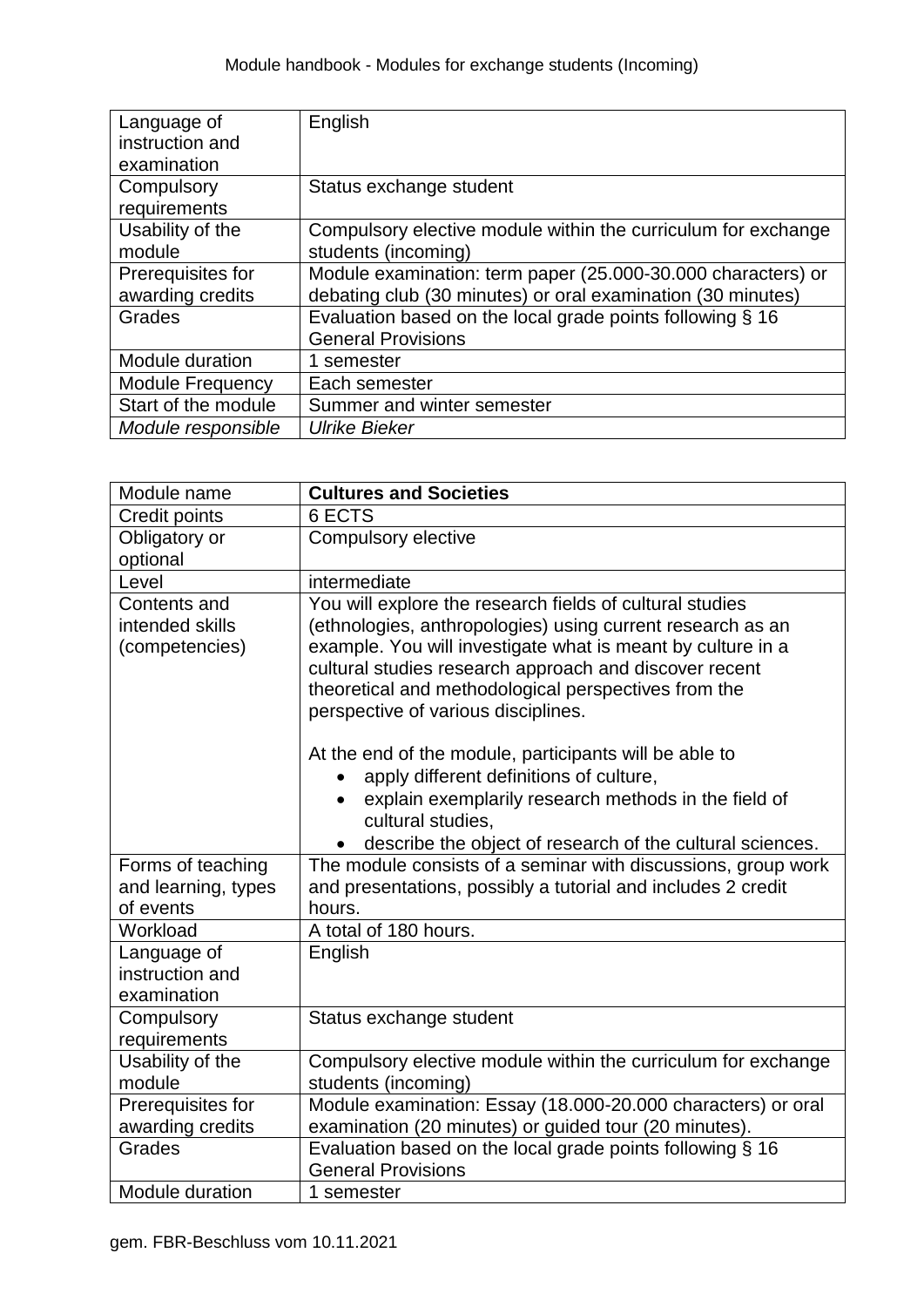| | |
|---|---|
| Language of instruction and examination | English |
| Compulsory requirements | Status exchange student |
| Usability of the module | Compulsory elective module within the curriculum for exchange students (incoming) |
| Prerequisites for awarding credits | Module examination: term paper (25.000-30.000 characters) or debating club (30 minutes) or oral examination (30 minutes) |
| Grades | Evaluation based on the local grade points following § 16 General Provisions |
| Module duration | 1 semester |
| Module Frequency | Each semester |
| Start of the module | Summer and winter semester |
| *Module responsible* | *Ulrike Bieker* |

| | |
|---|---|
| Module name | **Cultures and Societies** |
| Credit points | 6 ECTS |
| Obligatory or optional | Compulsory elective |
| Level | intermediate |
| Contents and intended skills (competencies) | You will explore the research fields of cultural studies (ethnologies, anthropologies) using current research as an example. You will investigate what is meant by culture in a cultural studies research approach and discover recent theoretical and methodological perspectives from the perspective of various disciplines.<br><br>At the end of the module, participants will be able to<br>• apply different definitions of culture,<br>• explain exemplarily research methods in the field of cultural studies,<br>• describe the object of research of the cultural sciences. |
| Forms of teaching and learning, types of events | The module consists of a seminar with discussions, group work and presentations, possibly a tutorial and includes 2 credit hours. |
| Workload | A total of 180 hours. |
| Language of instruction and examination | English |
| Compulsory requirements | Status exchange student |
| Usability of the module | Compulsory elective module within the curriculum for exchange students (incoming) |
| Prerequisites for awarding credits | Module examination: Essay (18.000-20.000 characters) or oral examination (20 minutes) or guided tour (20 minutes). |
| Grades | Evaluation based on the local grade points following § 16 General Provisions |
| Module duration | 1 semester |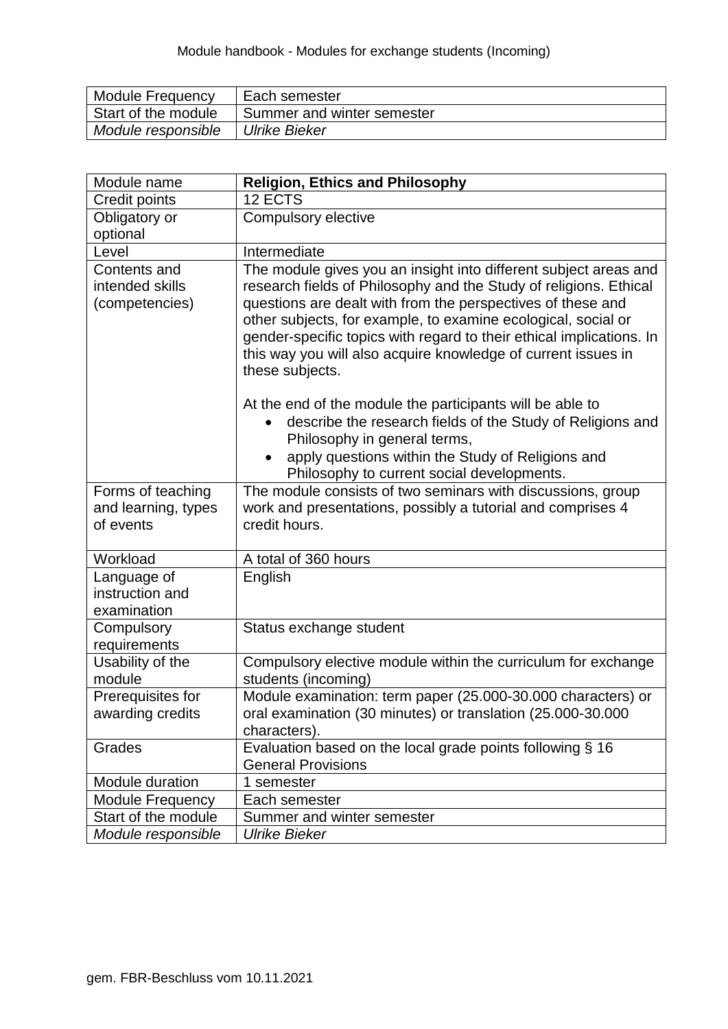| | |
|---|---|
| Module Frequency | Each semester |
| Start of the module | Summer and winter semester |
| *Module responsible* | *Ulrike Bieker* |

| | |
|---|---|
| Module name | **Religion, Ethics and Philosophy** |
| Credit points | 12 ECTS |
| Obligatory or optional | Compulsory elective |
| Level | Intermediate |
| Contents and intended skills (competencies) | The module gives you an insight into different subject areas and research fields of Philosophy and the Study of religions. Ethical questions are dealt with from the perspectives of these and other subjects, for example, to examine ecological, social or gender-specific topics with regard to their ethical implications. In this way you will also acquire knowledge of current issues in these subjects.<br><br>At the end of the module the participants will be able to<br>• describe the research fields of the Study of Religions and Philosophy in general terms,<br>• apply questions within the Study of Religions and Philosophy to current social developments. |
| Forms of teaching and learning, types of events | The module consists of two seminars with discussions, group work and presentations, possibly a tutorial and comprises 4 credit hours. |
| Workload | A total of 360 hours |
| Language of instruction and examination | English |
| Compulsory requirements | Status exchange student |
| Usability of the module | Compulsory elective module within the curriculum for exchange students (incoming) |
| Prerequisites for awarding credits | Module examination: term paper (25.000-30.000 characters) or oral examination (30 minutes) or translation (25.000-30.000 characters). |
| Grades | Evaluation based on the local grade points following § 16 General Provisions |
| Module duration | 1 semester |
| Module Frequency | Each semester |
| Start of the module | Summer and winter semester |
| *Module responsible* | *Ulrike Bieker* |